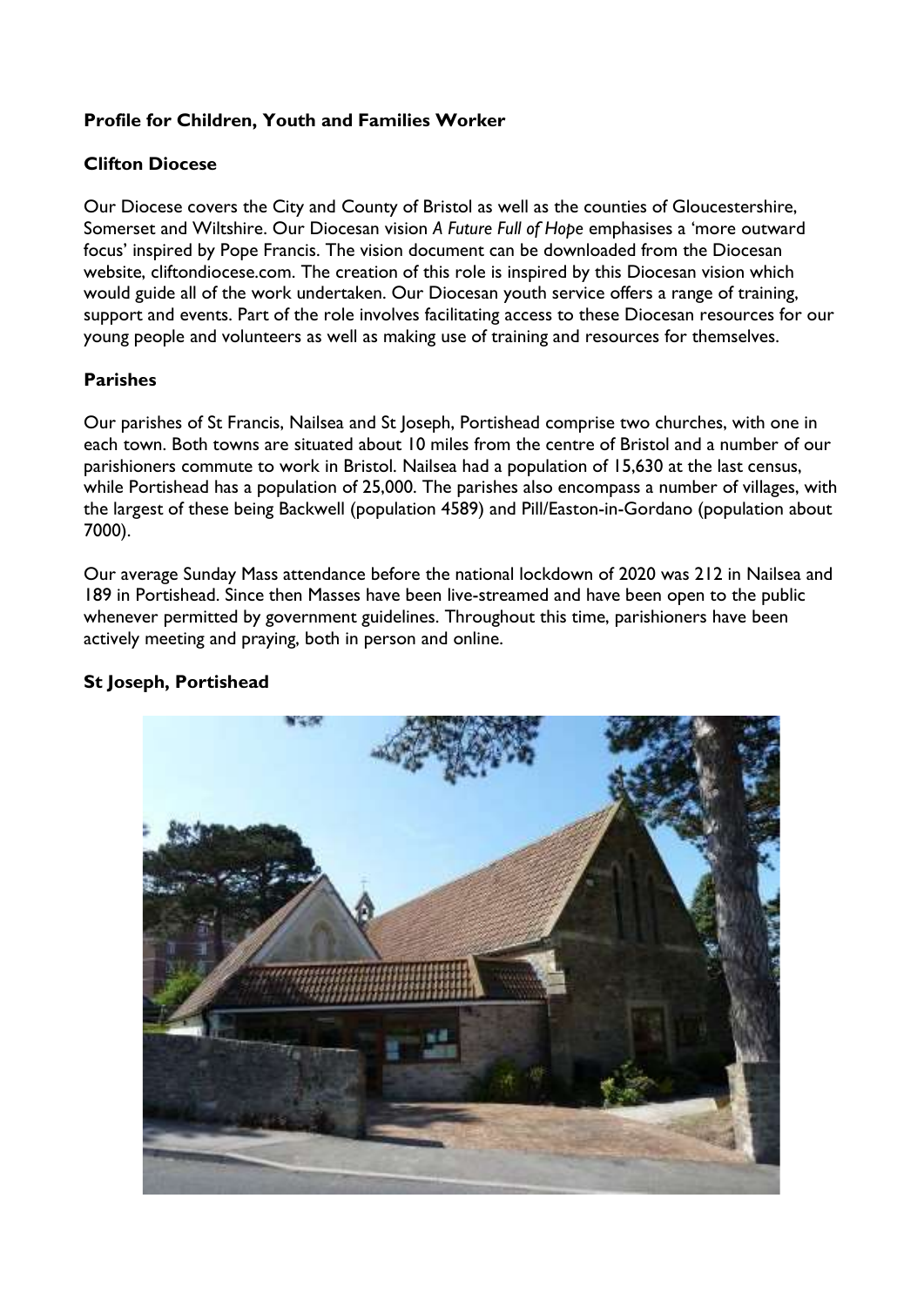**Profile for Children, Youth and Families Worker**

**Clifton Diocese**

Our Diocese covers the City and County of Bristol as well as the counties of Gloucestershire, Somerset and Wiltshire. Our Diocesan vision *A Future Full of Hope* emphasises a 'more outward focus' inspired by Pope Francis. The vision document can be downloaded from the Diocesan website, cliftondiocese.com. The creation of this role is inspired by this Diocesan vision which would guide all of the work undertaken. Our Diocesan youth service offers a range of training, support and events. Part of the role involves facilitating access to these Diocesan resources for our young people and volunteers as well as making use of training and resources for themselves.

**Parishes**

Our parishes of St Francis, Nailsea and St Joseph, Portishead comprise two churches, with one in each town. Both towns are situated about 10 miles from the centre of Bristol and a number of our parishioners commute to work in Bristol. Nailsea had a population of 15,630 at the last census, while Portishead has a population of 25,000. The parishes also encompass a number of villages, with the largest of these being Backwell (population 4589) and Pill/Easton-in-Gordano (population about 7000).

Our average Sunday Mass attendance before the national lockdown of 2020 was 212 in Nailsea and 189 in Portishead. Since then Masses have been live-streamed and have been open to the public whenever permitted by government guidelines. Throughout this time, parishioners have been actively meeting and praying, both in person and online.

**St Joseph, Portishead**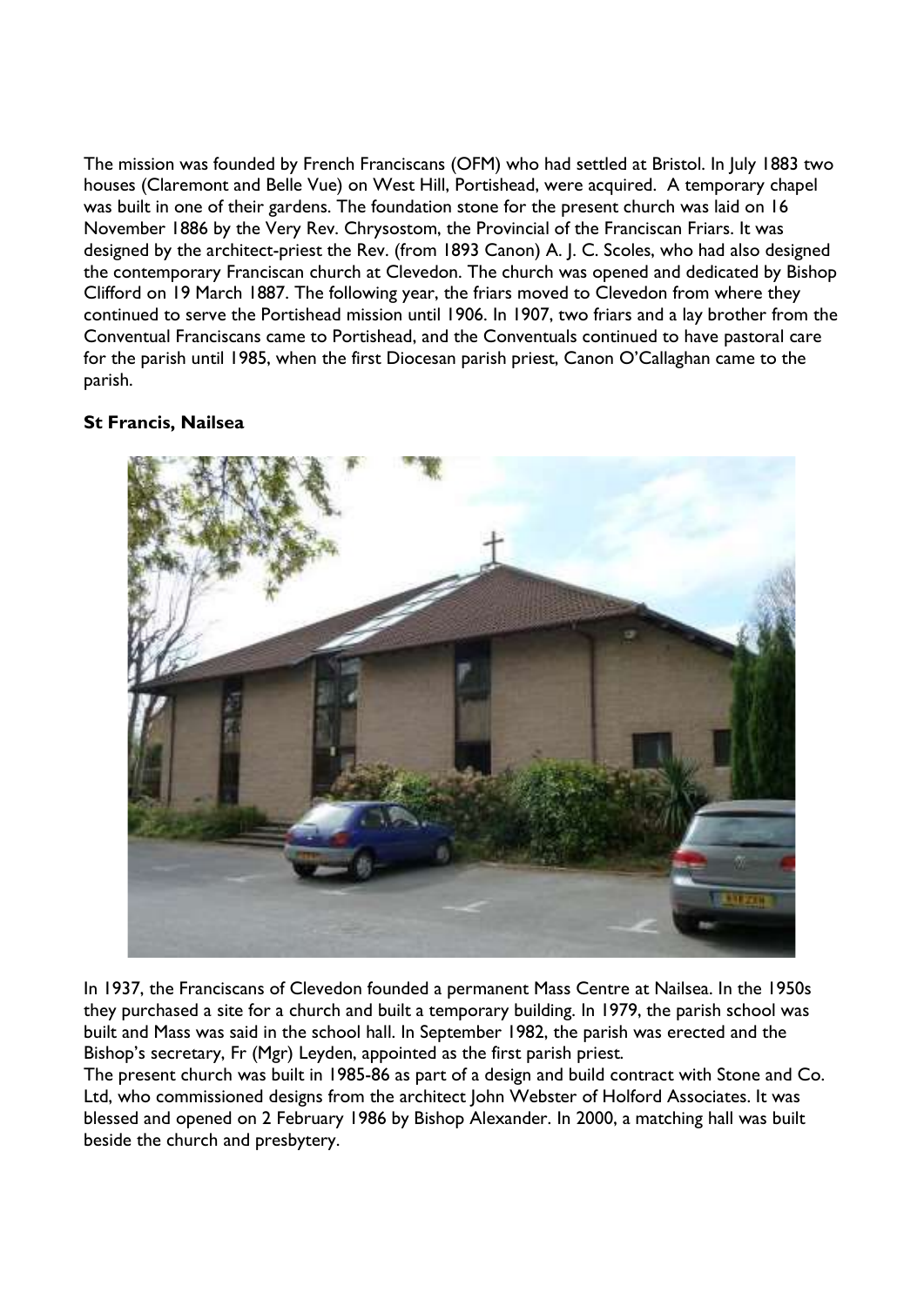The mission was founded by French Franciscans (OFM) who had settled at Bristol. In July 1883 two houses (Claremont and Belle Vue) on West Hill, Portishead, were acquired. A temporary chapel was built in one of their gardens. The foundation stone for the present church was laid on 16 November 1886 by the Very Rev. Chrysostom, the Provincial of the Franciscan Friars. It was designed by the architect-priest the Rev. (from 1893 Canon) A. J. C. Scoles, who had also designed the contemporary Franciscan church at Clevedon. The church was opened and dedicated by Bishop Clifford on 19 March 1887. The following year, the friars moved to Clevedon from where they continued to serve the Portishead mission until 1906. In 1907, two friars and a lay brother from the Conventual Franciscans came to Portishead, and the Conventuals continued to have pastoral care for the parish until 1985, when the first Diocesan parish priest, Canon O'Callaghan came to the parish.

**St Francis, Nailsea**

In 1937, the Franciscans of Clevedon founded a permanent Mass Centre at Nailsea. In the 1950s they purchased a site for a church and built a temporary building. In 1979, the parish school was built and Mass was said in the school hall. In September 1982, the parish was erected and the Bishop's secretary, Fr (Mgr) Leyden, appointed as the first parish priest.
The present church was built in 1985-86 as part of a design and build contract with Stone and Co. Ltd, who commissioned designs from the architect John Webster of Holford Associates. It was blessed and opened on 2 February 1986 by Bishop Alexander. In 2000, a matching hall was built beside the church and presbytery.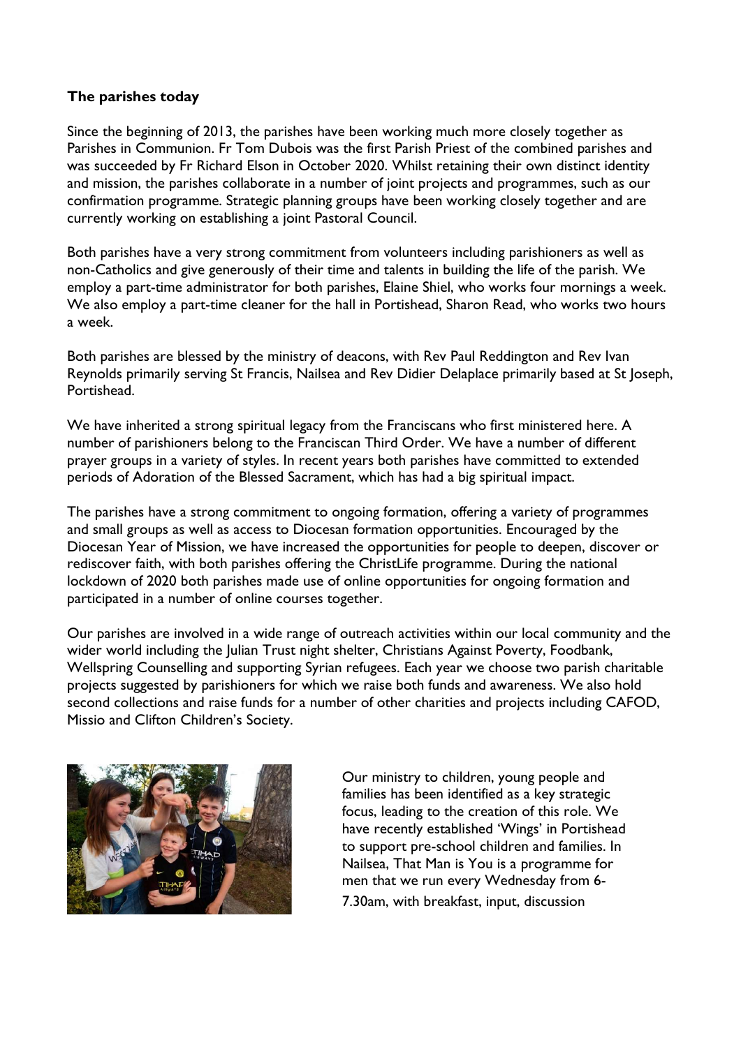**The parishes today**

Since the beginning of 2013, the parishes have been working much more closely together as Parishes in Communion. Fr Tom Dubois was the first Parish Priest of the combined parishes and was succeeded by Fr Richard Elson in October 2020. Whilst retaining their own distinct identity and mission, the parishes collaborate in a number of joint projects and programmes, such as our confirmation programme. Strategic planning groups have been working closely together and are currently working on establishing a joint Pastoral Council.

Both parishes have a very strong commitment from volunteers including parishioners as well as non-Catholics and give generously of their time and talents in building the life of the parish. We employ a part-time administrator for both parishes, Elaine Shiel, who works four mornings a week. We also employ a part-time cleaner for the hall in Portishead, Sharon Read, who works two hours a week.

Both parishes are blessed by the ministry of deacons, with Rev Paul Reddington and Rev Ivan Reynolds primarily serving St Francis, Nailsea and Rev Didier Delaplace primarily based at St Joseph, Portishead.

We have inherited a strong spiritual legacy from the Franciscans who first ministered here. A number of parishioners belong to the Franciscan Third Order. We have a number of different prayer groups in a variety of styles. In recent years both parishes have committed to extended periods of Adoration of the Blessed Sacrament, which has had a big spiritual impact.

The parishes have a strong commitment to ongoing formation, offering a variety of programmes and small groups as well as access to Diocesan formation opportunities. Encouraged by the Diocesan Year of Mission, we have increased the opportunities for people to deepen, discover or rediscover faith, with both parishes offering the ChristLife programme. During the national lockdown of 2020 both parishes made use of online opportunities for ongoing formation and participated in a number of online courses together.

Our parishes are involved in a wide range of outreach activities within our local community and the wider world including the Julian Trust night shelter, Christians Against Poverty, Foodbank, Wellspring Counselling and supporting Syrian refugees. Each year we choose two parish charitable projects suggested by parishioners for which we raise both funds and awareness. We also hold second collections and raise funds for a number of other charities and projects including CAFOD, Missio and Clifton Children's Society.

Our ministry to children, young people and families has been identified as a key strategic focus, leading to the creation of this role. We have recently established 'Wings' in Portishead to support pre-school children and families. In Nailsea, That Man is You is a programme for men that we run every Wednesday from 6-7.30am, with breakfast, input, discussion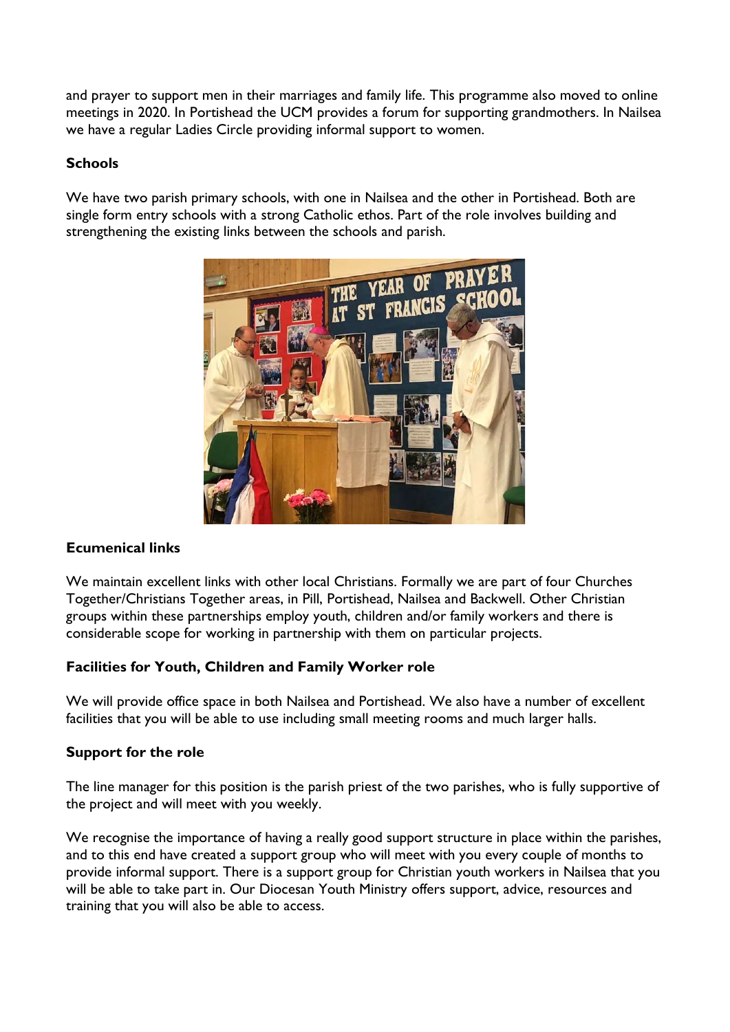and prayer to support men in their marriages and family life. This programme also moved to online meetings in 2020. In Portishead the UCM provides a forum for supporting grandmothers. In Nailsea we have a regular Ladies Circle providing informal support to women.

**Schools**

We have two parish primary schools, with one in Nailsea and the other in Portishead. Both are single form entry schools with a strong Catholic ethos. Part of the role involves building and strengthening the existing links between the schools and parish.

**Ecumenical links**

We maintain excellent links with other local Christians. Formally we are part of four Churches Together/Christians Together areas, in Pill, Portishead, Nailsea and Backwell. Other Christian groups within these partnerships employ youth, children and/or family workers and there is considerable scope for working in partnership with them on particular projects.

**Facilities for Youth, Children and Family Worker role**

We will provide office space in both Nailsea and Portishead. We also have a number of excellent facilities that you will be able to use including small meeting rooms and much larger halls.

**Support for the role**

The line manager for this position is the parish priest of the two parishes, who is fully supportive of the project and will meet with you weekly.

We recognise the importance of having a really good support structure in place within the parishes, and to this end have created a support group who will meet with you every couple of months to provide informal support. There is a support group for Christian youth workers in Nailsea that you will be able to take part in. Our Diocesan Youth Ministry offers support, advice, resources and training that you will also be able to access.